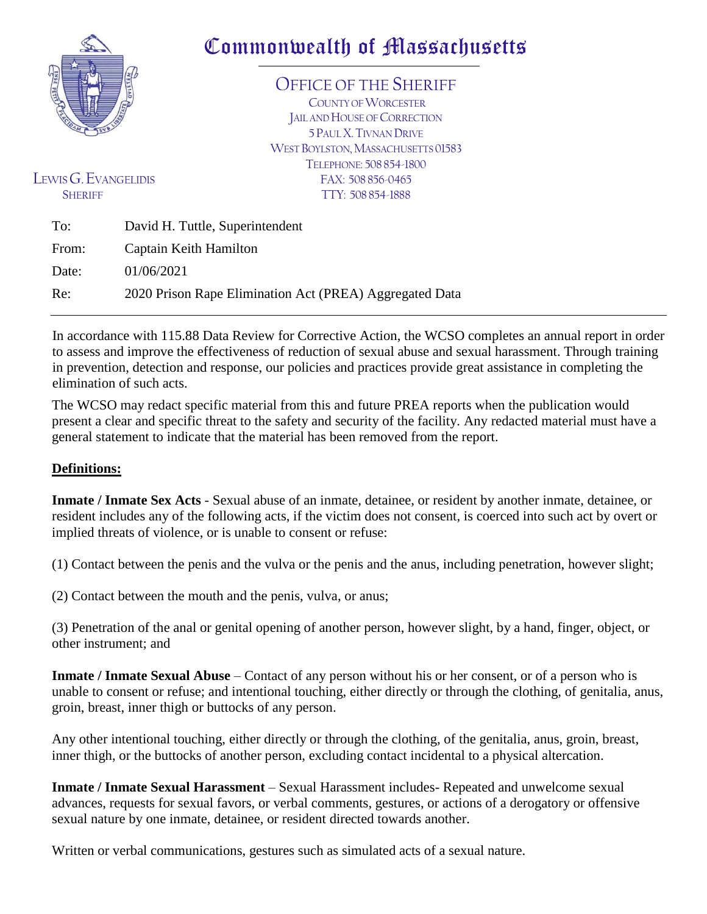# Commonwealth of Massachusetts

OFFICE OF THE SHERIFF
COUNTY OF WORCESTER
JAIL AND HOUSE OF CORRECTION
5 PAUL X. TIVNAN DRIVE
WEST BOYLSTON, MASSACHUSETTS 01583
TELEPHONE: 508 854-1800
FAX: 508 856-0465
TTY: 508 854-1888

LEWIS G. EVANGELIDIS
SHERIFF

| | |
|---|---|
| To: | David H. Tuttle, Superintendent |
| From: | Captain Keith Hamilton |
| Date: | 01/06/2021 |
| Re: | 2020 Prison Rape Elimination Act (PREA) Aggregated Data |

---

In accordance with 115.88 Data Review for Corrective Action, the WCSO completes an annual report in order to assess and improve the effectiveness of reduction of sexual abuse and sexual harassment. Through training in prevention, detection and response, our policies and practices provide great assistance in completing the elimination of such acts.

The WCSO may redact specific material from this and future PREA reports when the publication would present a clear and specific threat to the safety and security of the facility. Any redacted material must have a general statement to indicate that the material has been removed from the report.

**Definitions:**

**Inmate / Inmate Sex Acts** - Sexual abuse of an inmate, detainee, or resident by another inmate, detainee, or resident includes any of the following acts, if the victim does not consent, is coerced into such act by overt or implied threats of violence, or is unable to consent or refuse:

(1) Contact between the penis and the vulva or the penis and the anus, including penetration, however slight;

(2) Contact between the mouth and the penis, vulva, or anus;

(3) Penetration of the anal or genital opening of another person, however slight, by a hand, finger, object, or other instrument; and

**Inmate / Inmate Sexual Abuse** – Contact of any person without his or her consent, or of a person who is unable to consent or refuse; and intentional touching, either directly or through the clothing, of genitalia, anus, groin, breast, inner thigh or buttocks of any person.

Any other intentional touching, either directly or through the clothing, of the genitalia, anus, groin, breast, inner thigh, or the buttocks of another person, excluding contact incidental to a physical altercation.

**Inmate / Inmate Sexual Harassment** – Sexual Harassment includes- Repeated and unwelcome sexual advances, requests for sexual favors, or verbal comments, gestures, or actions of a derogatory or offensive sexual nature by one inmate, detainee, or resident directed towards another.

Written or verbal communications, gestures such as simulated acts of a sexual nature.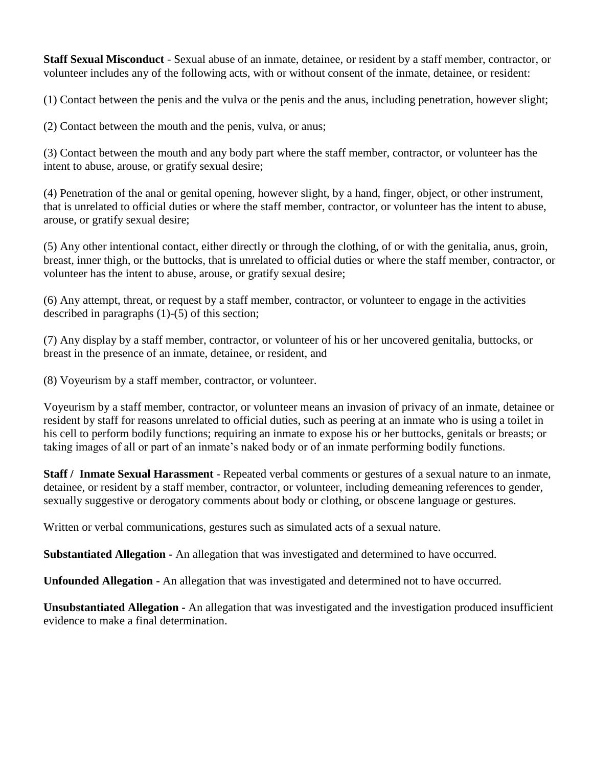**Staff Sexual Misconduct** - Sexual abuse of an inmate, detainee, or resident by a staff member, contractor, or volunteer includes any of the following acts, with or without consent of the inmate, detainee, or resident:

(1) Contact between the penis and the vulva or the penis and the anus, including penetration, however slight;

(2) Contact between the mouth and the penis, vulva, or anus;

(3) Contact between the mouth and any body part where the staff member, contractor, or volunteer has the intent to abuse, arouse, or gratify sexual desire;

(4) Penetration of the anal or genital opening, however slight, by a hand, finger, object, or other instrument, that is unrelated to official duties or where the staff member, contractor, or volunteer has the intent to abuse, arouse, or gratify sexual desire;

(5) Any other intentional contact, either directly or through the clothing, of or with the genitalia, anus, groin, breast, inner thigh, or the buttocks, that is unrelated to official duties or where the staff member, contractor, or volunteer has the intent to abuse, arouse, or gratify sexual desire;

(6) Any attempt, threat, or request by a staff member, contractor, or volunteer to engage in the activities described in paragraphs (1)-(5) of this section;

(7) Any display by a staff member, contractor, or volunteer of his or her uncovered genitalia, buttocks, or breast in the presence of an inmate, detainee, or resident, and

(8) Voyeurism by a staff member, contractor, or volunteer.

Voyeurism by a staff member, contractor, or volunteer means an invasion of privacy of an inmate, detainee or resident by staff for reasons unrelated to official duties, such as peering at an inmate who is using a toilet in his cell to perform bodily functions; requiring an inmate to expose his or her buttocks, genitals or breasts; or taking images of all or part of an inmate's naked body or of an inmate performing bodily functions.

**Staff / Inmate Sexual Harassment** - Repeated verbal comments or gestures of a sexual nature to an inmate, detainee, or resident by a staff member, contractor, or volunteer, including demeaning references to gender, sexually suggestive or derogatory comments about body or clothing, or obscene language or gestures.

Written or verbal communications, gestures such as simulated acts of a sexual nature.

**Substantiated Allegation -** An allegation that was investigated and determined to have occurred.

**Unfounded Allegation -** An allegation that was investigated and determined not to have occurred.

**Unsubstantiated Allegation -** An allegation that was investigated and the investigation produced insufficient evidence to make a final determination.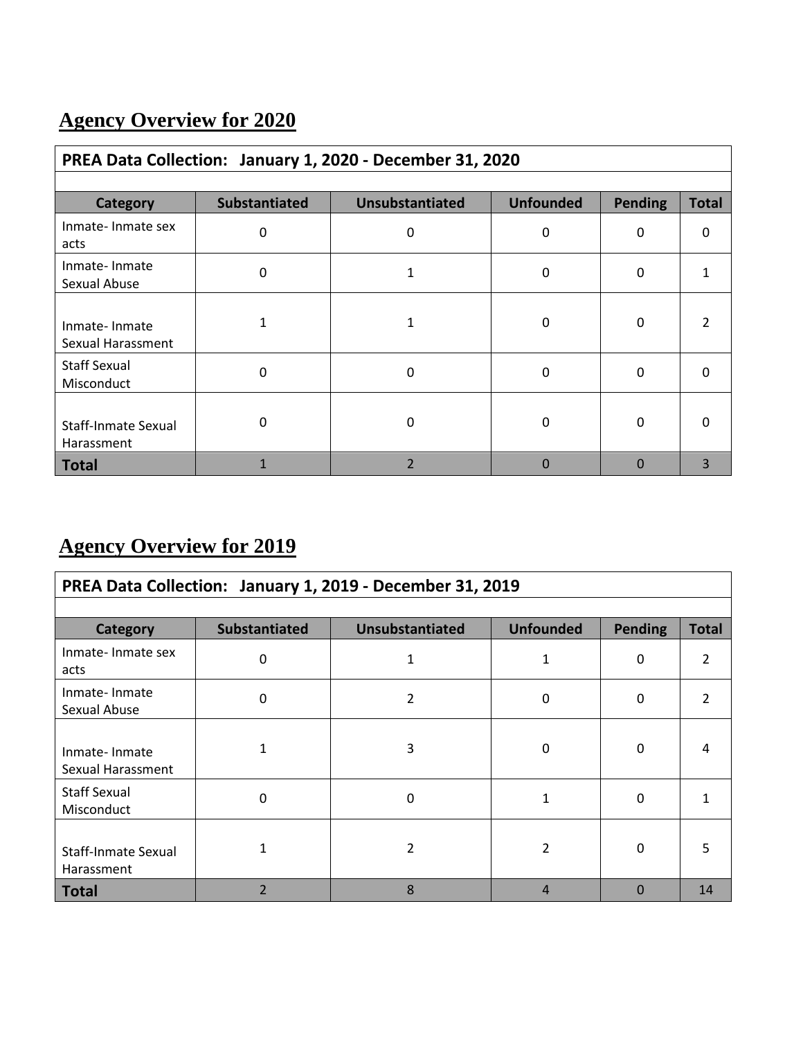## Agency Overview for 2020

| PREA Data Collection: January 1, 2020 - December 31, 2020 | | | | | |
|---|---|---|---|---|---|
| **Category** | **Substantiated** | **Unsubstantiated** | **Unfounded** | **Pending** | **Total** |
| Inmate- Inmate sex acts | 0 | 0 | 0 | 0 | 0 |
| Inmate- Inmate Sexual Abuse | 0 | 1 | 0 | 0 | 1 |
| Inmate- Inmate Sexual Harassment | 1 | 1 | 0 | 0 | 2 |
| Staff Sexual Misconduct | 0 | 0 | 0 | 0 | 0 |
| Staff-Inmate Sexual Harassment | 0 | 0 | 0 | 0 | 0 |
| **Total** | 1 | 2 | 0 | 0 | 3 |

## Agency Overview for 2019

| PREA Data Collection: January 1, 2019 - December 31, 2019 | | | | | |
|---|---|---|---|---|---|
| **Category** | **Substantiated** | **Unsubstantiated** | **Unfounded** | **Pending** | **Total** |
| Inmate- Inmate sex acts | 0 | 1 | 1 | 0 | 2 |
| Inmate- Inmate Sexual Abuse | 0 | 2 | 0 | 0 | 2 |
| Inmate- Inmate Sexual Harassment | 1 | 3 | 0 | 0 | 4 |
| Staff Sexual Misconduct | 0 | 0 | 1 | 0 | 1 |
| Staff-Inmate Sexual Harassment | 1 | 2 | 2 | 0 | 5 |
| **Total** | 2 | 8 | 4 | 0 | 14 |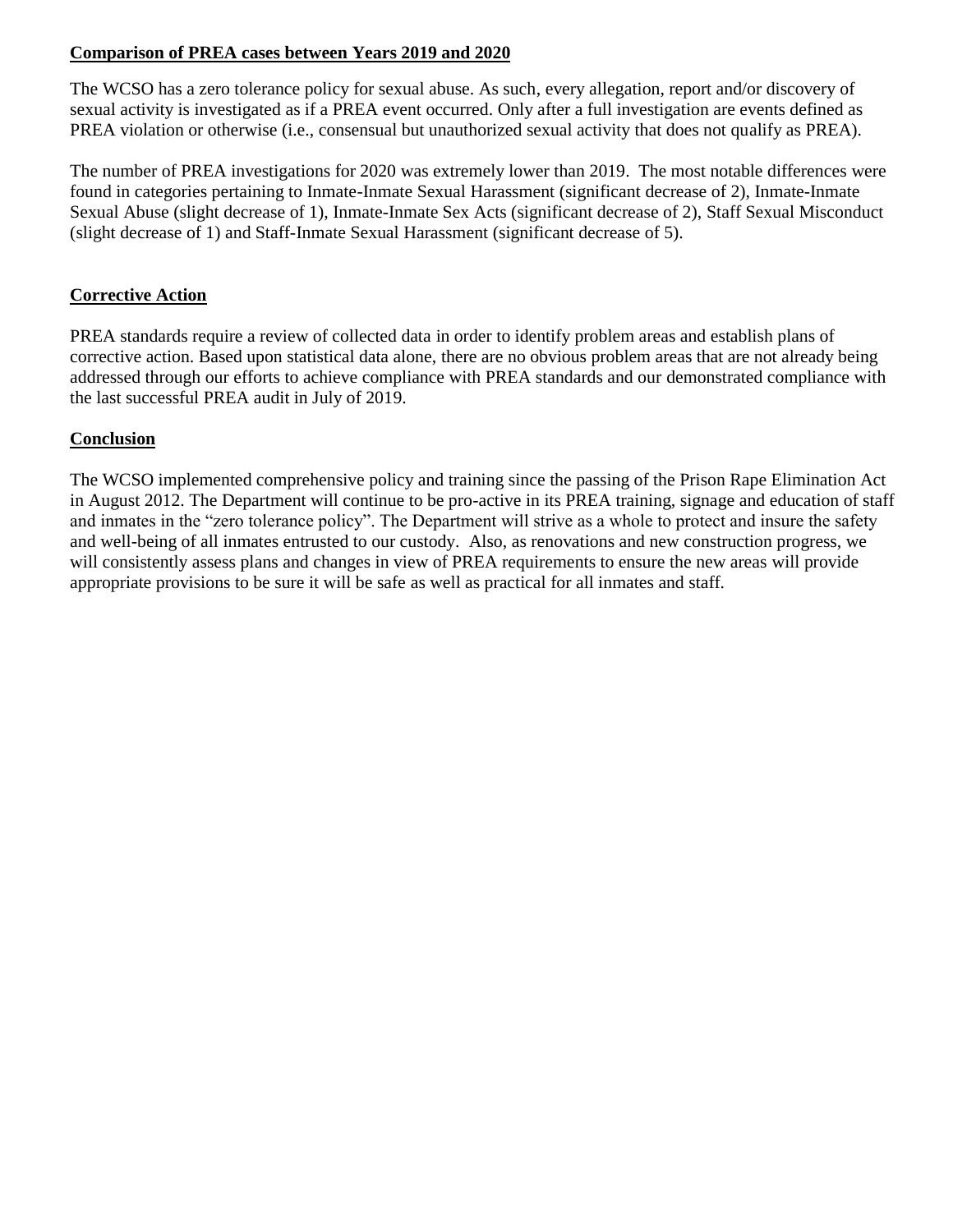## Comparison of PREA cases between Years 2019 and 2020

The WCSO has a zero tolerance policy for sexual abuse. As such, every allegation, report and/or discovery of sexual activity is investigated as if a PREA event occurred. Only after a full investigation are events defined as PREA violation or otherwise (i.e., consensual but unauthorized sexual activity that does not qualify as PREA).

The number of PREA investigations for 2020 was extremely lower than 2019. The most notable differences were found in categories pertaining to Inmate-Inmate Sexual Harassment (significant decrease of 2), Inmate-Inmate Sexual Abuse (slight decrease of 1), Inmate-Inmate Sex Acts (significant decrease of 2), Staff Sexual Misconduct (slight decrease of 1) and Staff-Inmate Sexual Harassment (significant decrease of 5).

## Corrective Action

PREA standards require a review of collected data in order to identify problem areas and establish plans of corrective action. Based upon statistical data alone, there are no obvious problem areas that are not already being addressed through our efforts to achieve compliance with PREA standards and our demonstrated compliance with the last successful PREA audit in July of 2019.

## Conclusion

The WCSO implemented comprehensive policy and training since the passing of the Prison Rape Elimination Act in August 2012. The Department will continue to be pro-active in its PREA training, signage and education of staff and inmates in the "zero tolerance policy". The Department will strive as a whole to protect and insure the safety and well-being of all inmates entrusted to our custody. Also, as renovations and new construction progress, we will consistently assess plans and changes in view of PREA requirements to ensure the new areas will provide appropriate provisions to be sure it will be safe as well as practical for all inmates and staff.